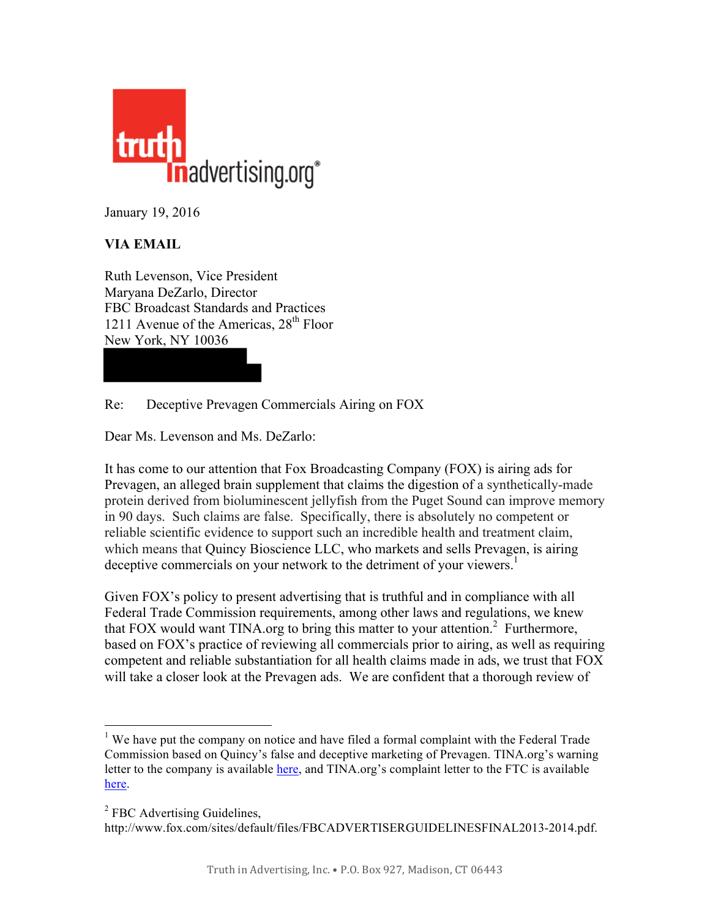truth in advertising.org®

January 19, 2016

**VIA EMAIL**

Ruth Levenson, Vice President
Maryana DeZarlo, Director
FBC Broadcast Standards and Practices
1211 Avenue of the Americas, 28th Floor
New York, NY 10036

Re: Deceptive Prevagen Commercials Airing on FOX

Dear Ms. Levenson and Ms. DeZarlo:

It has come to our attention that Fox Broadcasting Company (FOX) is airing ads for Prevagen, an alleged brain supplement that claims the digestion of a synthetically-made protein derived from bioluminescent jellyfish from the Puget Sound can improve memory in 90 days. Such claims are false. Specifically, there is absolutely no competent or reliable scientific evidence to support such an incredible health and treatment claim, which means that Quincy Bioscience LLC, who markets and sells Prevagen, is airing deceptive commercials on your network to the detriment of your viewers.[1]

Given FOX's policy to present advertising that is truthful and in compliance with all Federal Trade Commission requirements, among other laws and regulations, we knew that FOX would want TINA.org to bring this matter to your attention.[2] Furthermore, based on FOX's practice of reviewing all commercials prior to airing, as well as requiring competent and reliable substantiation for all health claims made in ads, we trust that FOX will take a closer look at the Prevagen ads. We are confident that a thorough review of

---

[1] We have put the company on notice and have filed a formal complaint with the Federal Trade Commission based on Quincy's false and deceptive marketing of Prevagen. TINA.org's warning letter to the company is available here, and TINA.org's complaint letter to the FTC is available here.

[2] FBC Advertising Guidelines, http://www.fox.com/sites/default/files/FBCADVERTISERGUIDELINESFINAL2013-2014.pdf.

Truth in Advertising, Inc. • P.O. Box 927, Madison, CT 06443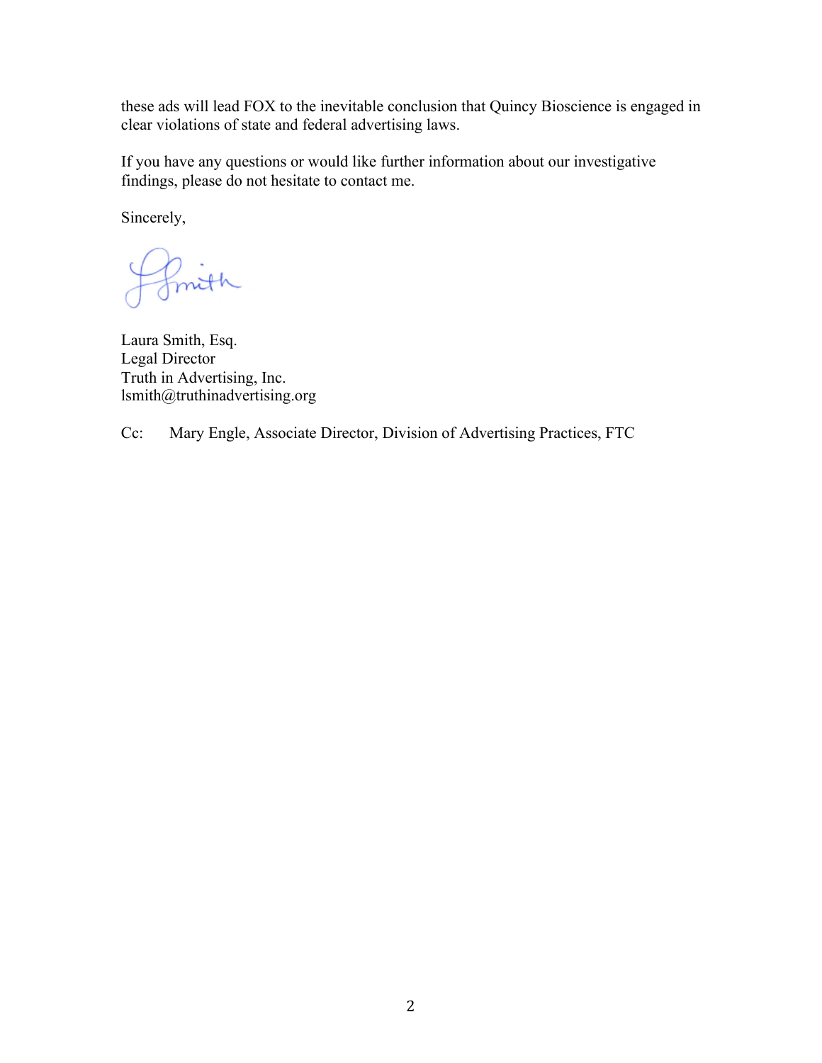these ads will lead FOX to the inevitable conclusion that Quincy Bioscience is engaged in clear violations of state and federal advertising laws.

If you have any questions or would like further information about our investigative findings, please do not hesitate to contact me.

Sincerely,

Laura Smith, Esq.
Legal Director
Truth in Advertising, Inc.
lsmith@truthinadvertising.org

Cc: Mary Engle, Associate Director, Division of Advertising Practices, FTC